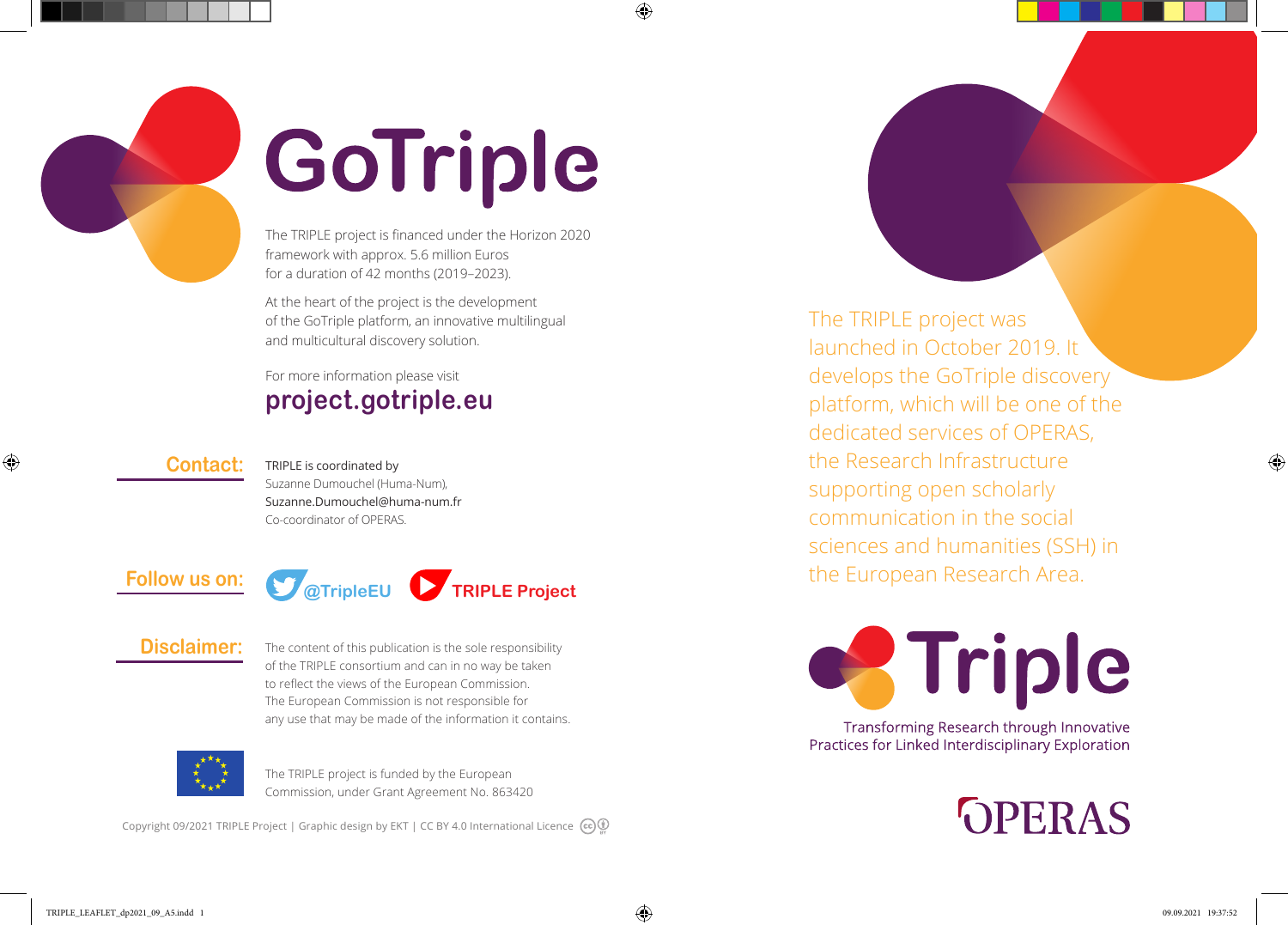# GoTriple

The TRIPLE project is financed under the Horizon 2020 framework with approx. 5.6 million Euros for a duration of 42 months (2019–2023).

At the heart of the project is the development of the GoTriple platform, an innovative multilingual and multicultural discovery solution.

For more information please visit
**project.gotriple.eu**

**Contact:**

TRIPLE is coordinated by
Suzanne Dumouchel (Huma-Num),
Suzanne.Dumouchel@huma-num.fr
Co-coordinator of OPERAS.

**Follow us on:**

@TripleEU TRIPLE Project

**Disclaimer:**

The content of this publication is the sole responsibility of the TRIPLE consortium and can in no way be taken to reflect the views of the European Commission. The European Commission is not responsible for any use that may be made of the information it contains.

The TRIPLE project is funded by the European Commission, under Grant Agreement No. 863420

Copyright 09/2021 TRIPLE Project | Graphic design by EKT | CC BY 4.0 International Licence

The TRIPLE project was launched in October 2019. It develops the GoTriple discovery platform, which will be one of the dedicated services of OPERAS, the Research Infrastructure supporting open scholarly communication in the social sciences and humanities (SSH) in the European Research Area.

# Triple

Transforming Research through Innovative Practices for Linked Interdisciplinary Exploration

OPERAS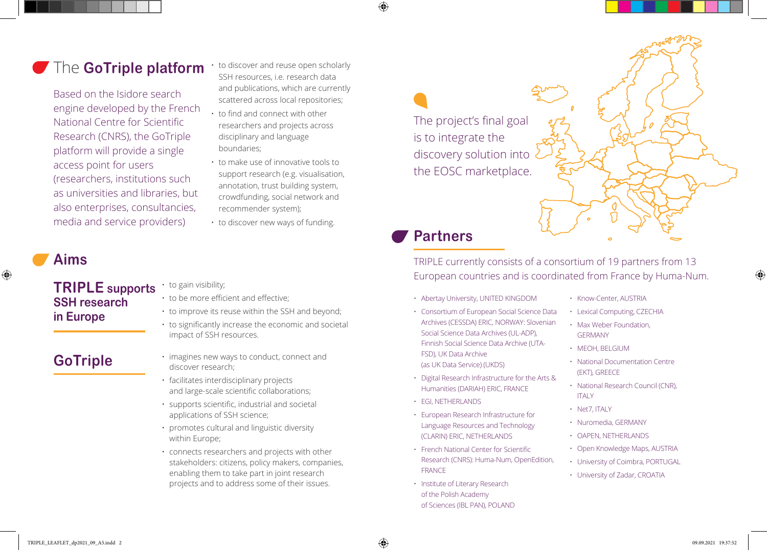## The **GoTriple platform**

Based on the Isidore search engine developed by the French National Centre for Scientific Research (CNRS), the GoTriple platform will provide a single access point for users (researchers, institutions such as universities and libraries, but also enterprises, consultancies, media and service providers)

- to discover and reuse open scholarly SSH resources, i.e. research data and publications, which are currently scattered across local repositories;
- to find and connect with other researchers and projects across disciplinary and language boundaries;
- to make use of innovative tools to support research (e.g. visualisation, annotation, trust building system, crowdfunding, social network and recommender system);
- to discover new ways of funding.

## Aims

### TRIPLE supports SSH research in Europe

- to gain visibility;
- to be more efficient and effective;
- to improve its reuse within the SSH and beyond;
- to significantly increase the economic and societal impact of SSH resources.

### GoTriple

- imagines new ways to conduct, connect and discover research;
- facilitates interdisciplinary projects and large-scale scientific collaborations;
- supports scientific, industrial and societal applications of SSH science;
- promotes cultural and linguistic diversity within Europe;
- connects researchers and projects with other stakeholders: citizens, policy makers, companies, enabling them to take part in joint research projects and to address some of their issues.

The project's final goal is to integrate the discovery solution into the EOSC marketplace.

## Partners

TRIPLE currently consists of a consortium of 19 partners from 13 European countries and is coordinated from France by Huma-Num.

- Abertay University, UNITED KINGDOM
- Consortium of European Social Science Data Archives (CESSDA) ERIC, NORWAY: Slovenian Social Science Data Archives (UL-ADP), Finnish Social Science Data Archive (UTA-FSD), UK Data Archive (as UK Data Service) (UKDS)
- Digital Research Infrastructure for the Arts & Humanities (DARIAH) ERIC, FRANCE
- EGI, NETHERLANDS
- European Research Infrastructure for Language Resources and Technology (CLARIN) ERIC, NETHERLANDS
- French National Center for Scientific Research (CNRS): Huma-Num, OpenEdition, FRANCE
- Institute of Literary Research of the Polish Academy of Sciences (IBL PAN), POLAND
- Know-Center, AUSTRIA
- Lexical Computing, CZECHIA
- Max Weber Foundation, GERMANY
- MEOH, BELGIUM
- National Documentation Centre (EKT), GREECE
- National Research Council (CNR), ITALY
- Net7, ITALY
- Nuromedia, GERMANY
- OAPEN, NETHERLANDS
- Open Knowledge Maps, AUSTRIA
- University of Coimbra, PORTUGAL
- University of Zadar, CROATIA